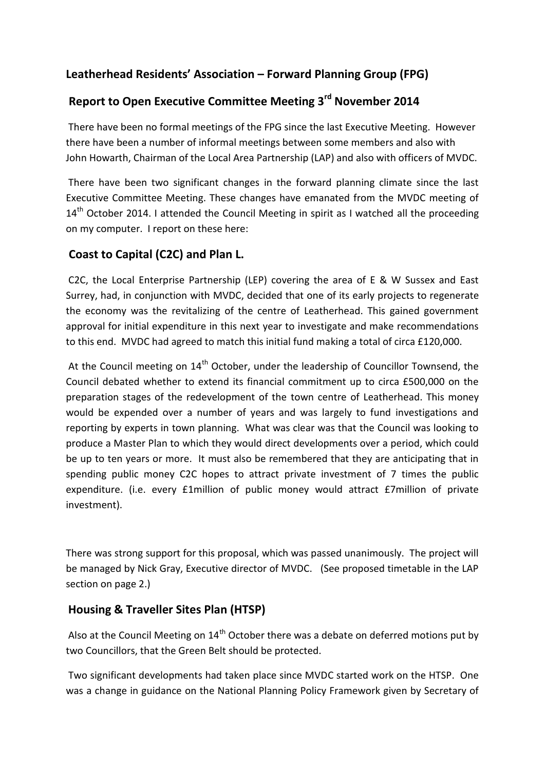## Leatherhead Residents' Association – Forward Planning Group (FPG)

## Report to Open Executive Committee Meeting 3rd November 2014

There have been no formal meetings of the FPG since the last Executive Meeting. However there have been a number of informal meetings between some members and also with John Howarth, Chairman of the Local Area Partnership (LAP) and also with officers of MVDC.

There have been two significant changes in the forward planning climate since the last Executive Committee Meeting. These changes have emanated from the MVDC meeting of 14th October 2014. I attended the Council Meeting in spirit as I watched all the proceeding on my computer. I report on these here:

### Coast to Capital (C2C) and Plan L.

C2C, the Local Enterprise Partnership (LEP) covering the area of E & W Sussex and East Surrey, had, in conjunction with MVDC, decided that one of its early projects to regenerate the economy was the revitalizing of the centre of Leatherhead. This gained government approval for initial expenditure in this next year to investigate and make recommendations to this end. MVDC had agreed to match this initial fund making a total of circa £120,000.

At the Council meeting on 14th October, under the leadership of Councillor Townsend, the Council debated whether to extend its financial commitment up to circa £500,000 on the preparation stages of the redevelopment of the town centre of Leatherhead. This money would be expended over a number of years and was largely to fund investigations and reporting by experts in town planning. What was clear was that the Council was looking to produce a Master Plan to which they would direct developments over a period, which could be up to ten years or more. It must also be remembered that they are anticipating that in spending public money C2C hopes to attract private investment of 7 times the public expenditure. (i.e. every £1million of public money would attract £7million of private investment).

There was strong support for this proposal, which was passed unanimously. The project will be managed by Nick Gray, Executive director of MVDC. (See proposed timetable in the LAP section on page 2.)

### Housing & Traveller Sites Plan (HTSP)

Also at the Council Meeting on 14th October there was a debate on deferred motions put by two Councillors, that the Green Belt should be protected.

Two significant developments had taken place since MVDC started work on the HTSP. One was a change in guidance on the National Planning Policy Framework given by Secretary of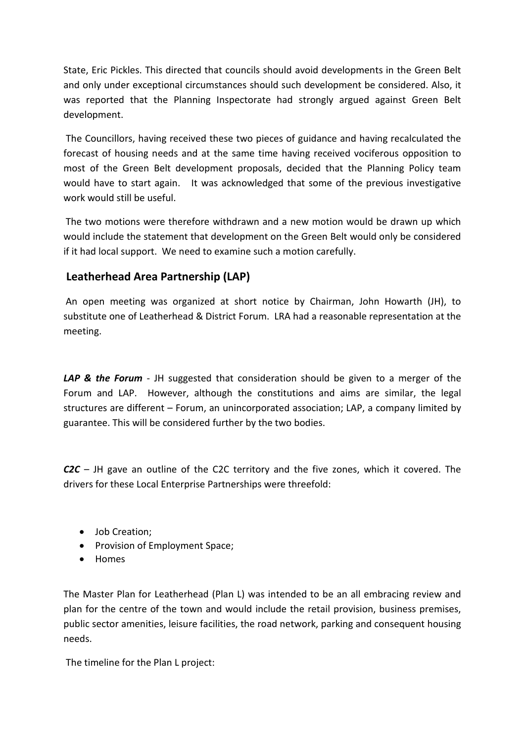State, Eric Pickles. This directed that councils should avoid developments in the Green Belt and only under exceptional circumstances should such development be considered. Also, it was reported that the Planning Inspectorate had strongly argued against Green Belt development.

The Councillors, having received these two pieces of guidance and having recalculated the forecast of housing needs and at the same time having received vociferous opposition to most of the Green Belt development proposals, decided that the Planning Policy team would have to start again. It was acknowledged that some of the previous investigative work would still be useful.

The two motions were therefore withdrawn and a new motion would be drawn up which would include the statement that development on the Green Belt would only be considered if it had local support. We need to examine such a motion carefully.

## Leatherhead Area Partnership (LAP)

An open meeting was organized at short notice by Chairman, John Howarth (JH), to substitute one of Leatherhead & District Forum. LRA had a reasonable representation at the meeting.

***LAP & the Forum*** - JH suggested that consideration should be given to a merger of the Forum and LAP. However, although the constitutions and aims are similar, the legal structures are different – Forum, an unincorporated association; LAP, a company limited by guarantee. This will be considered further by the two bodies.

***C2C*** – JH gave an outline of the C2C territory and the five zones, which it covered. The drivers for these Local Enterprise Partnerships were threefold:

- Job Creation;
- Provision of Employment Space;
- Homes

The Master Plan for Leatherhead (Plan L) was intended to be an all embracing review and plan for the centre of the town and would include the retail provision, business premises, public sector amenities, leisure facilities, the road network, parking and consequent housing needs.

The timeline for the Plan L project: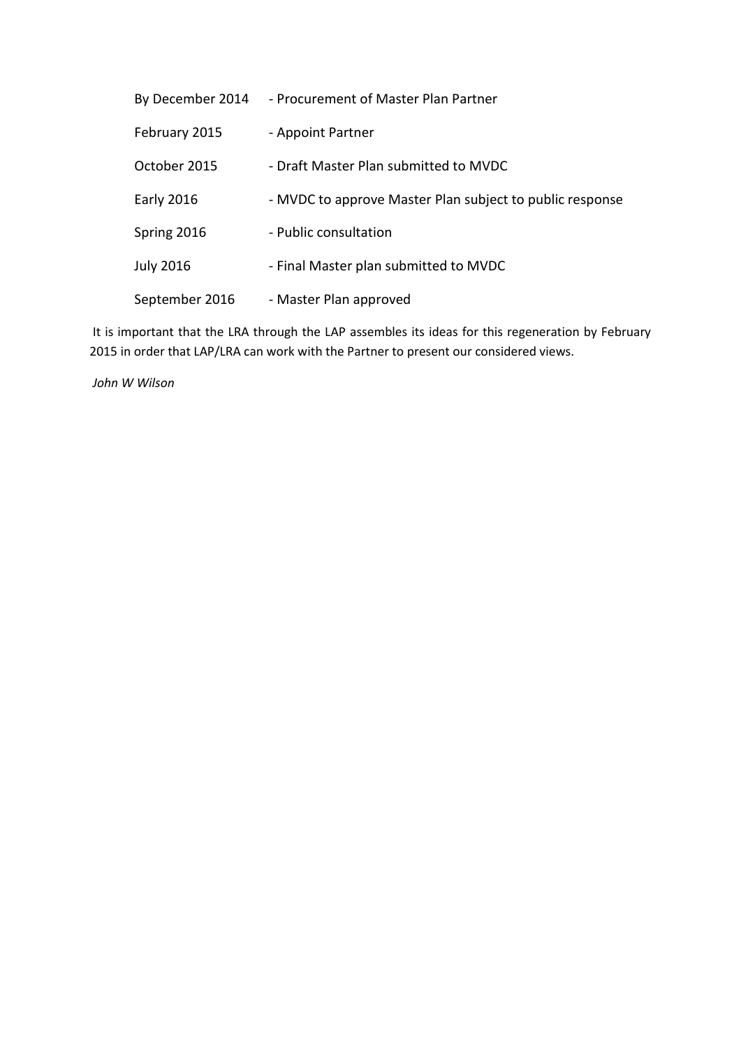| | |
|---|---|
| By December 2014 | - Procurement of Master Plan Partner |
| February 2015 | - Appoint Partner |
| October 2015 | - Draft Master Plan submitted to MVDC |
| Early 2016 | - MVDC to approve Master Plan subject to public response |
| Spring 2016 | - Public consultation |
| July 2016 | - Final Master plan submitted to MVDC |
| September 2016 | - Master Plan approved |

It is important that the LRA through the LAP assembles its ideas for this regeneration by February 2015 in order that LAP/LRA can work with the Partner to present our considered views.

*John W Wilson*